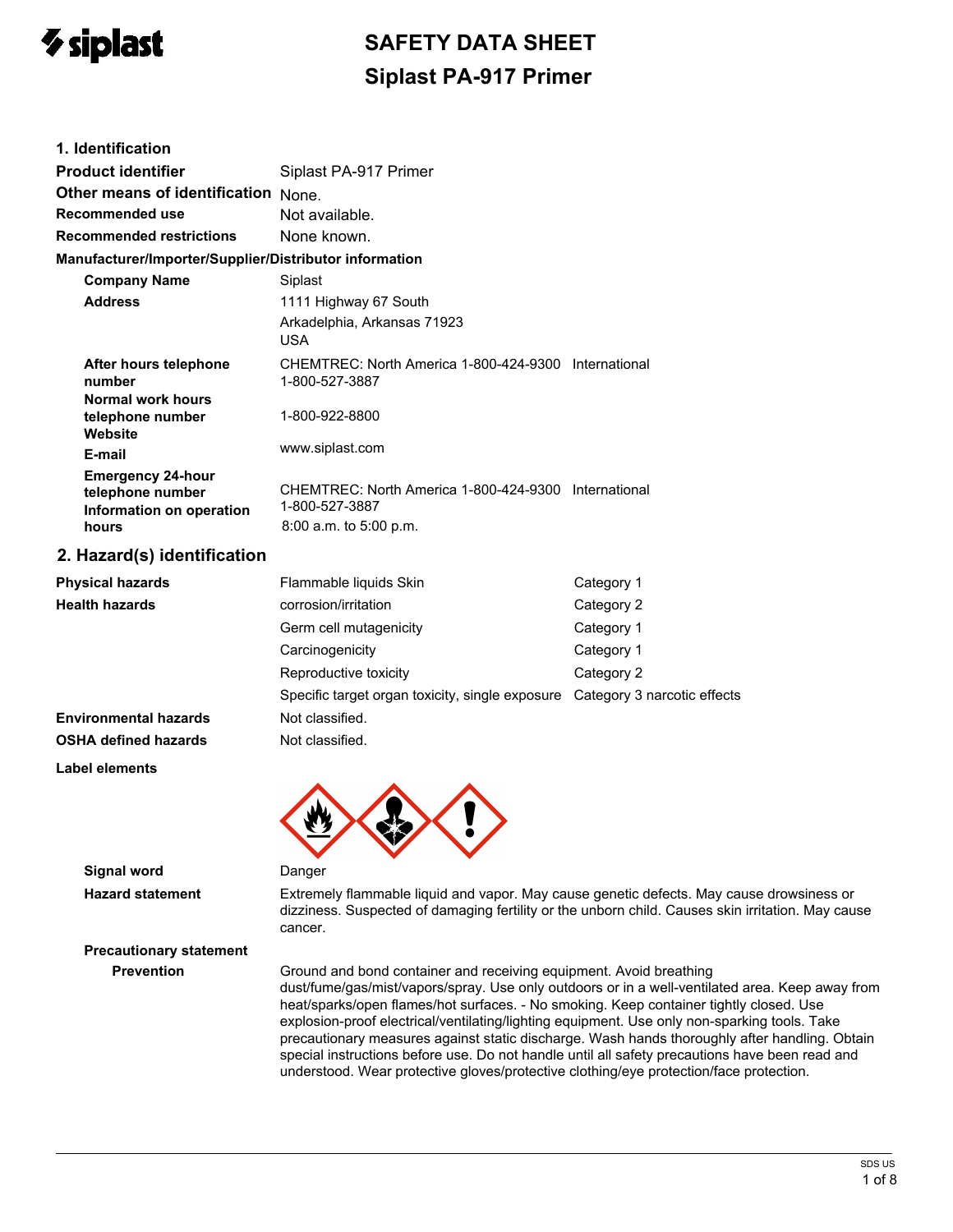# SAFETY DATA SHEET
# Siplast PA-917 Primer

## 1. Identification

**Product identifier** Siplast PA-917 Primer

**Other means of identification** None.

**Recommended use** Not available.

**Recommended restrictions** None known.

**Manufacturer/Importer/Supplier/Distributor information**

**Company Name** Siplast

**Address** 1111 Highway 67 South
Arkadelphia, Arkansas 71923
USA

**After hours telephone number** CHEMTREC: North America 1-800-424-9300 International 1-800-527-3887

**Normal work hours telephone number** 1-800-922-8800

**Website** www.siplast.com

**E-mail**

**Emergency 24-hour telephone number** CHEMTREC: North America 1-800-424-9300 International 1-800-527-3887

**Information on operation hours** 8:00 a.m. to 5:00 p.m.

## 2. Hazard(s) identification

| | | |
|---|---|---|
| **Physical hazards** | Flammable liquids | Category 1 |
| **Health hazards** | Skin corrosion/irritation | Category 2 |
| | Germ cell mutagenicity | Category 1 |
| | Carcinogenicity | Category 1 |
| | Reproductive toxicity | Category 2 |
| | Specific target organ toxicity, single exposure | Category 3 narcotic effects |
| **Environmental hazards** | Not classified. | |
| **OSHA defined hazards** | Not classified. | |

**Label elements**

**Signal word** Danger

**Hazard statement** Extremely flammable liquid and vapor. May cause genetic defects. May cause drowsiness or dizziness. Suspected of damaging fertility or the unborn child. Causes skin irritation. May cause cancer.

**Precautionary statement**

**Prevention** Ground and bond container and receiving equipment. Avoid breathing dust/fume/gas/mist/vapors/spray. Use only outdoors or in a well-ventilated area. Keep away from heat/sparks/open flames/hot surfaces. - No smoking. Keep container tightly closed. Use explosion-proof electrical/ventilating/lighting equipment. Use only non-sparking tools. Take precautionary measures against static discharge. Wash hands thoroughly after handling. Obtain special instructions before use. Do not handle until all safety precautions have been read and understood. Wear protective gloves/protective clothing/eye protection/face protection.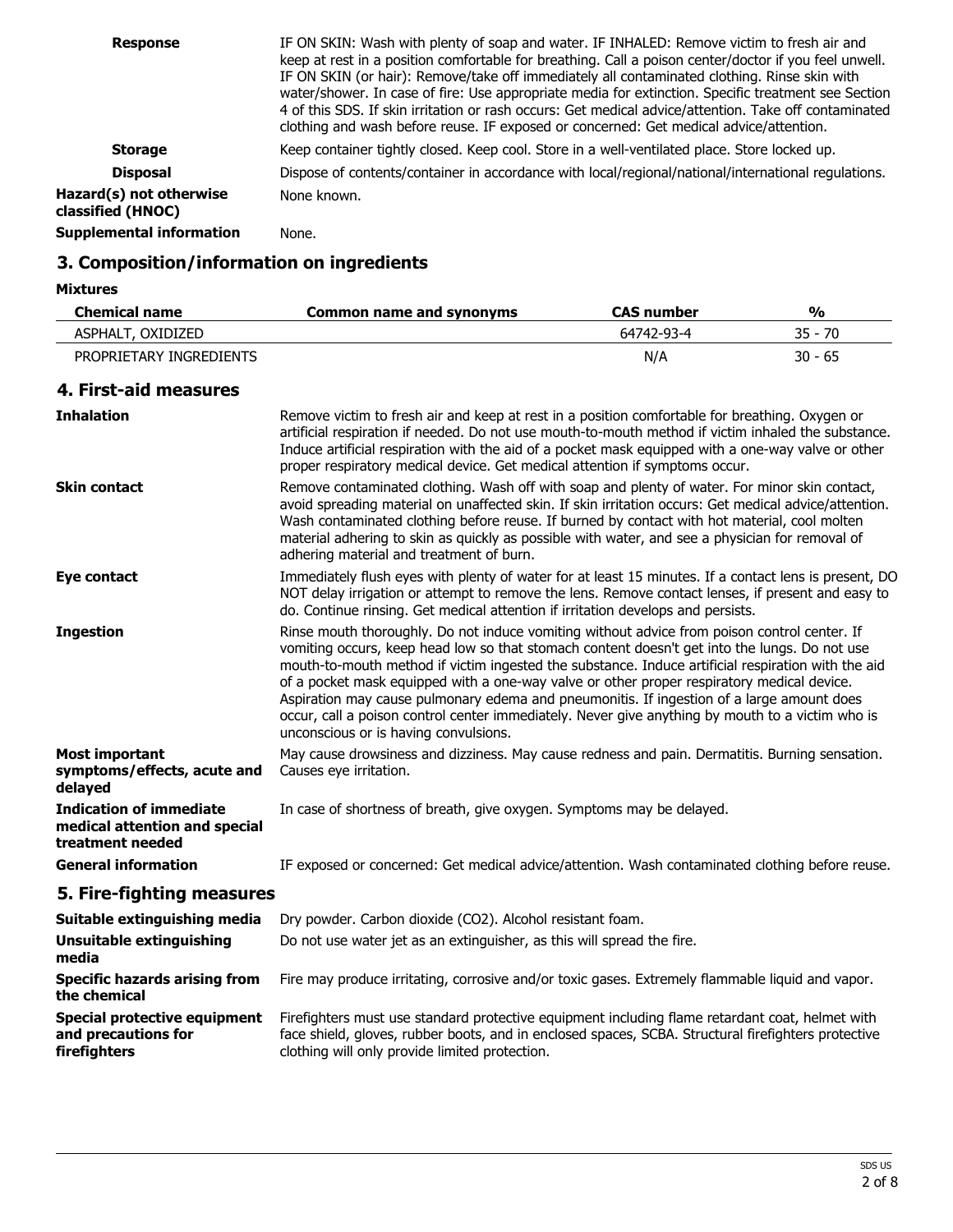**Response** IF ON SKIN: Wash with plenty of soap and water. IF INHALED: Remove victim to fresh air and keep at rest in a position comfortable for breathing. Call a poison center/doctor if you feel unwell. IF ON SKIN (or hair): Remove/take off immediately all contaminated clothing. Rinse skin with water/shower. In case of fire: Use appropriate media for extinction. Specific treatment see Section 4 of this SDS. If skin irritation or rash occurs: Get medical advice/attention. Take off contaminated clothing and wash before reuse. IF exposed or concerned: Get medical advice/attention.

**Storage** Keep container tightly closed. Keep cool. Store in a well-ventilated place. Store locked up.

**Disposal** Dispose of contents/container in accordance with local/regional/national/international regulations.

**Hazard(s) not otherwise classified (HNOC)** None known.

**Supplemental information** None.

## 3. Composition/information on ingredients

**Mixtures**

| Chemical name | Common name and synonyms | CAS number | % |
|---|---|---|---|
| ASPHALT, OXIDIZED | | 64742-93-4 | 35 - 70 |
| PROPRIETARY INGREDIENTS | | N/A | 30 - 65 |

## 4. First-aid measures

**Inhalation** Remove victim to fresh air and keep at rest in a position comfortable for breathing. Oxygen or artificial respiration if needed. Do not use mouth-to-mouth method if victim inhaled the substance. Induce artificial respiration with the aid of a pocket mask equipped with a one-way valve or other proper respiratory medical device. Get medical attention if symptoms occur.

**Skin contact** Remove contaminated clothing. Wash off with soap and plenty of water. For minor skin contact, avoid spreading material on unaffected skin. If skin irritation occurs: Get medical advice/attention. Wash contaminated clothing before reuse. If burned by contact with hot material, cool molten material adhering to skin as quickly as possible with water, and see a physician for removal of adhering material and treatment of burn.

**Eye contact** Immediately flush eyes with plenty of water for at least 15 minutes. If a contact lens is present, DO NOT delay irrigation or attempt to remove the lens. Remove contact lenses, if present and easy to do. Continue rinsing. Get medical attention if irritation develops and persists.

**Ingestion** Rinse mouth thoroughly. Do not induce vomiting without advice from poison control center. If vomiting occurs, keep head low so that stomach content doesn't get into the lungs. Do not use mouth-to-mouth method if victim ingested the substance. Induce artificial respiration with the aid of a pocket mask equipped with a one-way valve or other proper respiratory medical device. Aspiration may cause pulmonary edema and pneumonitis. If ingestion of a large amount does occur, call a poison control center immediately. Never give anything by mouth to a victim who is unconscious or is having convulsions.

**Most important symptoms/effects, acute and delayed** May cause drowsiness and dizziness. May cause redness and pain. Dermatitis. Burning sensation. Causes eye irritation.

**Indication of immediate medical attention and special treatment needed** In case of shortness of breath, give oxygen. Symptoms may be delayed.

**General information** IF exposed or concerned: Get medical advice/attention. Wash contaminated clothing before reuse.

## 5. Fire-fighting measures

**Suitable extinguishing media** Dry powder. Carbon dioxide ($CO_2$). Alcohol resistant foam.

**Unsuitable extinguishing media** Do not use water jet as an extinguisher, as this will spread the fire.

**Specific hazards arising from the chemical** Fire may produce irritating, corrosive and/or toxic gases. Extremely flammable liquid and vapor.

**Special protective equipment and precautions for firefighters** Firefighters must use standard protective equipment including flame retardant coat, helmet with face shield, gloves, rubber boots, and in enclosed spaces, SCBA. Structural firefighters protective clothing will only provide limited protection.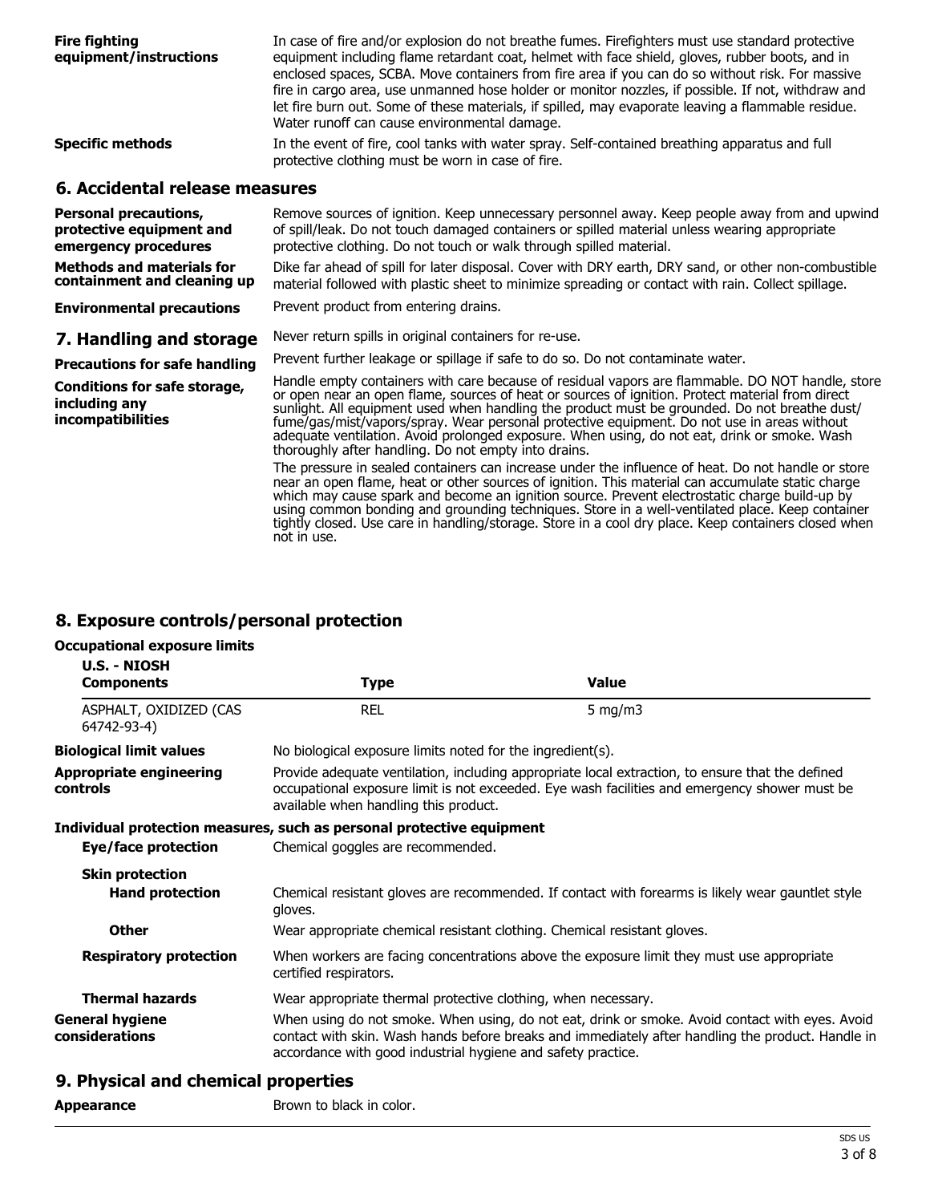**Fire fighting equipment/instructions**

In case of fire and/or explosion do not breathe fumes. Firefighters must use standard protective equipment including flame retardant coat, helmet with face shield, gloves, rubber boots, and in enclosed spaces, SCBA. Move containers from fire area if you can do so without risk. For massive fire in cargo area, use unmanned hose holder or monitor nozzles, if possible. If not, withdraw and let fire burn out. Some of these materials, if spilled, may evaporate leaving a flammable residue. Water runoff can cause environmental damage.

**Specific methods**

In the event of fire, cool tanks with water spray. Self-contained breathing apparatus and full protective clothing must be worn in case of fire.

## 6. Accidental release measures

**Personal precautions, protective equipment and emergency procedures**

Remove sources of ignition. Keep unnecessary personnel away. Keep people away from and upwind of spill/leak. Do not touch damaged containers or spilled material unless wearing appropriate protective clothing. Do not touch or walk through spilled material.

**Methods and materials for containment and cleaning up**

Dike far ahead of spill for later disposal. Cover with DRY earth, DRY sand, or other non-combustible material followed with plastic sheet to minimize spreading or contact with rain. Collect spillage.

**Environmental precautions**

Prevent product from entering drains.

## 7. Handling and storage

Never return spills in original containers for re-use.

**Precautions for safe handling**

Prevent further leakage or spillage if safe to do so. Do not contaminate water.

**Conditions for safe storage, including any incompatibilities**

Handle empty containers with care because of residual vapors are flammable. DO NOT handle, store or open near an open flame, sources of heat or sources of ignition. Protect material from direct sunlight. All equipment used when handling the product must be grounded. Do not breathe dust/fume/gas/mist/vapors/spray. Wear personal protective equipment. Do not use in areas without adequate ventilation. Avoid prolonged exposure. When using, do not eat, drink or smoke. Wash thoroughly after handling. Do not empty into drains.

The pressure in sealed containers can increase under the influence of heat. Do not handle or store near an open flame, heat or other sources of ignition. This material can accumulate static charge which may cause spark and become an ignition source. Prevent electrostatic charge build-up by using common bonding and grounding techniques. Store in a well-ventilated place. Keep container tightly closed. Use care in handling/storage. Store in a cool dry place. Keep containers closed when not in use.

## 8. Exposure controls/personal protection

**Occupational exposure limits**

**U.S. - NIOSH**

| Components | Type | Value |
|---|---|---|
| ASPHALT, OXIDIZED (CAS 64742-93-4) | REL | 5 mg/m3 |

**Biological limit values**

No biological exposure limits noted for the ingredient(s).

**Appropriate engineering controls**

Provide adequate ventilation, including appropriate local extraction, to ensure that the defined occupational exposure limit is not exceeded. Eye wash facilities and emergency shower must be available when handling this product.

**Individual protection measures, such as personal protective equipment**

**Eye/face protection**

Chemical goggles are recommended.

**Skin protection**

**Hand protection**

Chemical resistant gloves are recommended. If contact with forearms is likely wear gauntlet style gloves.

**Other**

Wear appropriate chemical resistant clothing. Chemical resistant gloves.

**Respiratory protection**

When workers are facing concentrations above the exposure limit they must use appropriate certified respirators.

**Thermal hazards**

Wear appropriate thermal protective clothing, when necessary.

**General hygiene considerations**

When using do not smoke. When using, do not eat, drink or smoke. Avoid contact with eyes. Avoid contact with skin. Wash hands before breaks and immediately after handling the product. Handle in accordance with good industrial hygiene and safety practice.

## 9. Physical and chemical properties

**Appearance**

Brown to black in color.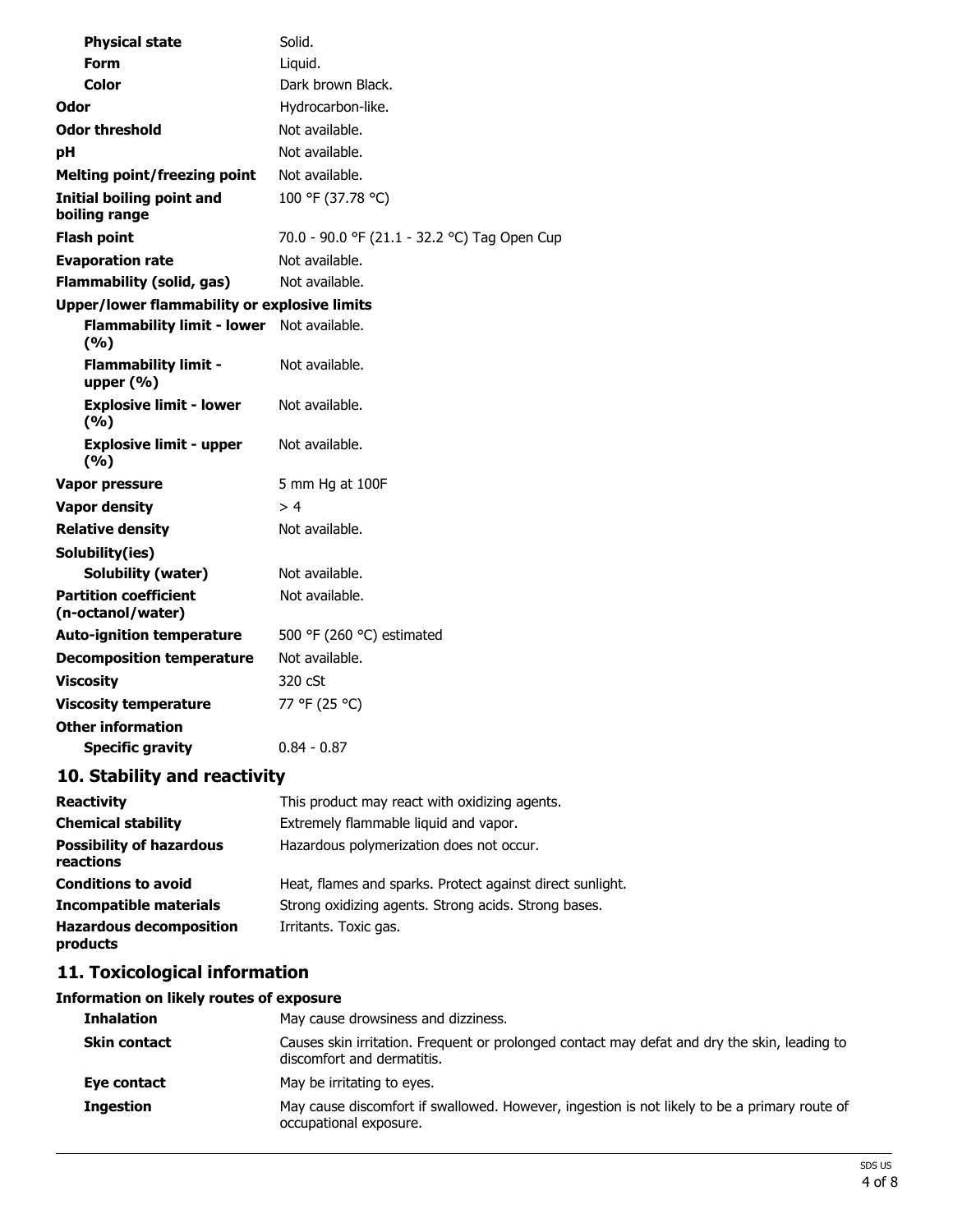| | |
|---|---|
| **Physical state** | Solid. |
| **Form** | Liquid. |
| **Color** | Dark brown Black. |
| **Odor** | Hydrocarbon-like. |
| **Odor threshold** | Not available. |
| **pH** | Not available. |
| **Melting point/freezing point** | Not available. |
| **Initial boiling point and boiling range** | 100 °F (37.78 °C) |
| **Flash point** | 70.0 - 90.0 °F (21.1 - 32.2 °C) Tag Open Cup |
| **Evaporation rate** | Not available. |
| **Flammability (solid, gas)** | Not available. |
| **Upper/lower flammability or explosive limits** | |
| **Flammability limit - lower (%)** | Not available. |
| **Flammability limit - upper (%)** | Not available. |
| **Explosive limit - lower (%)** | Not available. |
| **Explosive limit - upper (%)** | Not available. |
| **Vapor pressure** | 5 mm Hg at 100F |
| **Vapor density** | > 4 |
| **Relative density** | Not available. |
| **Solubility(ies)** | |
| **Solubility (water)** | Not available. |
| **Partition coefficient (n-octanol/water)** | Not available. |
| **Auto-ignition temperature** | 500 °F (260 °C) estimated |
| **Decomposition temperature** | Not available. |
| **Viscosity** | 320 cSt |
| **Viscosity temperature** | 77 °F (25 °C) |
| **Other information** | |
| **Specific gravity** | 0.84 - 0.87 |

## 10. Stability and reactivity

| | |
|---|---|
| **Reactivity** | This product may react with oxidizing agents. |
| **Chemical stability** | Extremely flammable liquid and vapor. |
| **Possibility of hazardous reactions** | Hazardous polymerization does not occur. |
| **Conditions to avoid** | Heat, flames and sparks. Protect against direct sunlight. |
| **Incompatible materials** | Strong oxidizing agents. Strong acids. Strong bases. |
| **Hazardous decomposition products** | Irritants. Toxic gas. |

## 11. Toxicological information

**Information on likely routes of exposure**

| | |
|---|---|
| **Inhalation** | May cause drowsiness and dizziness. |
| **Skin contact** | Causes skin irritation. Frequent or prolonged contact may defat and dry the skin, leading to discomfort and dermatitis. |
| **Eye contact** | May be irritating to eyes. |
| **Ingestion** | May cause discomfort if swallowed. However, ingestion is not likely to be a primary route of occupational exposure. |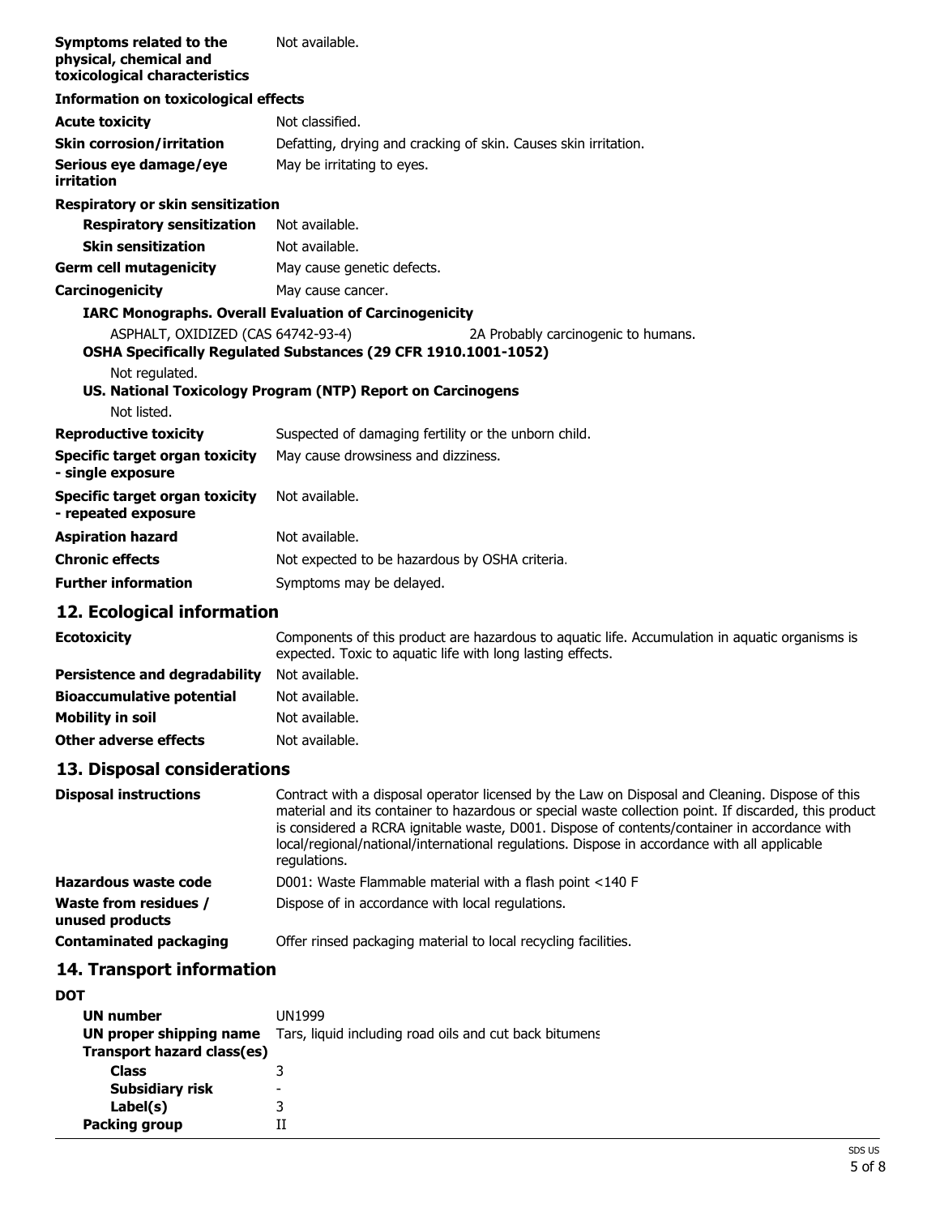**Symptoms related to the physical, chemical and toxicological characteristics** Not available.

**Information on toxicological effects**

| | |
|---|---|
| **Acute toxicity** | Not classified. |
| **Skin corrosion/irritation** | Defatting, drying and cracking of skin. Causes skin irritation. |
| **Serious eye damage/eye irritation** | May be irritating to eyes. |

**Respiratory or skin sensitization**

| | |
|---|---|
| **Respiratory sensitization** | Not available. |
| **Skin sensitization** | Not available. |
| **Germ cell mutagenicity** | May cause genetic defects. |
| **Carcinogenicity** | May cause cancer. |

**IARC Monographs. Overall Evaluation of Carcinogenicity**

ASPHALT, OXIDIZED (CAS 64742-93-4) 2A Probably carcinogenic to humans.

**OSHA Specifically Regulated Substances (29 CFR 1910.1001-1052)**

Not regulated.

**US. National Toxicology Program (NTP) Report on Carcinogens**

Not listed.

| | |
|---|---|
| **Reproductive toxicity** | Suspected of damaging fertility or the unborn child. |
| **Specific target organ toxicity - single exposure** | May cause drowsiness and dizziness. |
| **Specific target organ toxicity - repeated exposure** | Not available. |
| **Aspiration hazard** | Not available. |
| **Chronic effects** | Not expected to be hazardous by OSHA criteria. |
| **Further information** | Symptoms may be delayed. |

## 12. Ecological information

| | |
|---|---|
| **Ecotoxicity** | Components of this product are hazardous to aquatic life. Accumulation in aquatic organisms is expected. Toxic to aquatic life with long lasting effects. |
| **Persistence and degradability** | Not available. |
| **Bioaccumulative potential** | Not available. |
| **Mobility in soil** | Not available. |
| **Other adverse effects** | Not available. |

## 13. Disposal considerations

| | |
|---|---|
| **Disposal instructions** | Contract with a disposal operator licensed by the Law on Disposal and Cleaning. Dispose of this material and its container to hazardous or special waste collection point. If discarded, this product is considered a RCRA ignitable waste, D001. Dispose of contents/container in accordance with local/regional/national/international regulations. Dispose in accordance with all applicable regulations. |
| **Hazardous waste code** | D001: Waste Flammable material with a flash point <140 F |
| **Waste from residues / unused products** | Dispose of in accordance with local regulations. |
| **Contaminated packaging** | Offer rinsed packaging material to local recycling facilities. |

## 14. Transport information

**DOT**

| | |
|---|---|
| **UN number** | UN1999 |
| **UN proper shipping name** | Tars, liquid including road oils and cut back bitumens |
| **Transport hazard class(es)** | |
| **Class** | 3 |
| **Subsidiary risk** | - |
| **Label(s)** | 3 |
| **Packing group** | II |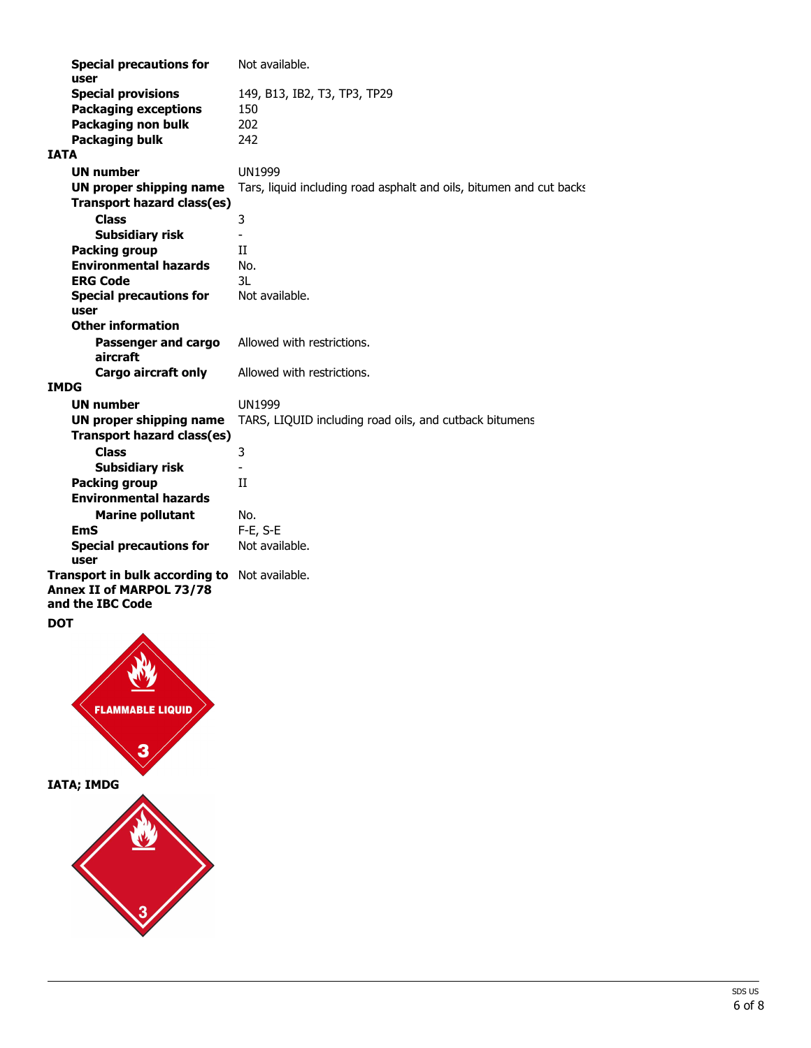**Special precautions for user** Not available.
**Special provisions** 149, B13, IB2, T3, TP3, TP29
**Packaging exceptions** 150
**Packaging non bulk** 202
**Packaging bulk** 242

**IATA**

**UN number** UN1999
**UN proper shipping name** Tars, liquid including road asphalt and oils, bitumen and cut backs
**Transport hazard class(es)**
**Class** 3
**Subsidiary risk** -
**Packing group** II
**Environmental hazards** No.
**ERG Code** 3L
**Special precautions for user** Not available.
**Other information**
**Passenger and cargo aircraft** Allowed with restrictions.
**Cargo aircraft only** Allowed with restrictions.

**IMDG**

**UN number** UN1999
**UN proper shipping name** TARS, LIQUID including road oils, and cutback bitumens
**Transport hazard class(es)**
**Class** 3
**Subsidiary risk** -
**Packing group** II
**Environmental hazards**
**Marine pollutant** No.
**EmS** F-E, S-E
**Special precautions for user** Not available.

**Transport in bulk according to Annex II of MARPOL 73/78 and the IBC Code** Not available.

**DOT**

FLAMMABLE LIQUID 3

**IATA; IMDG**

3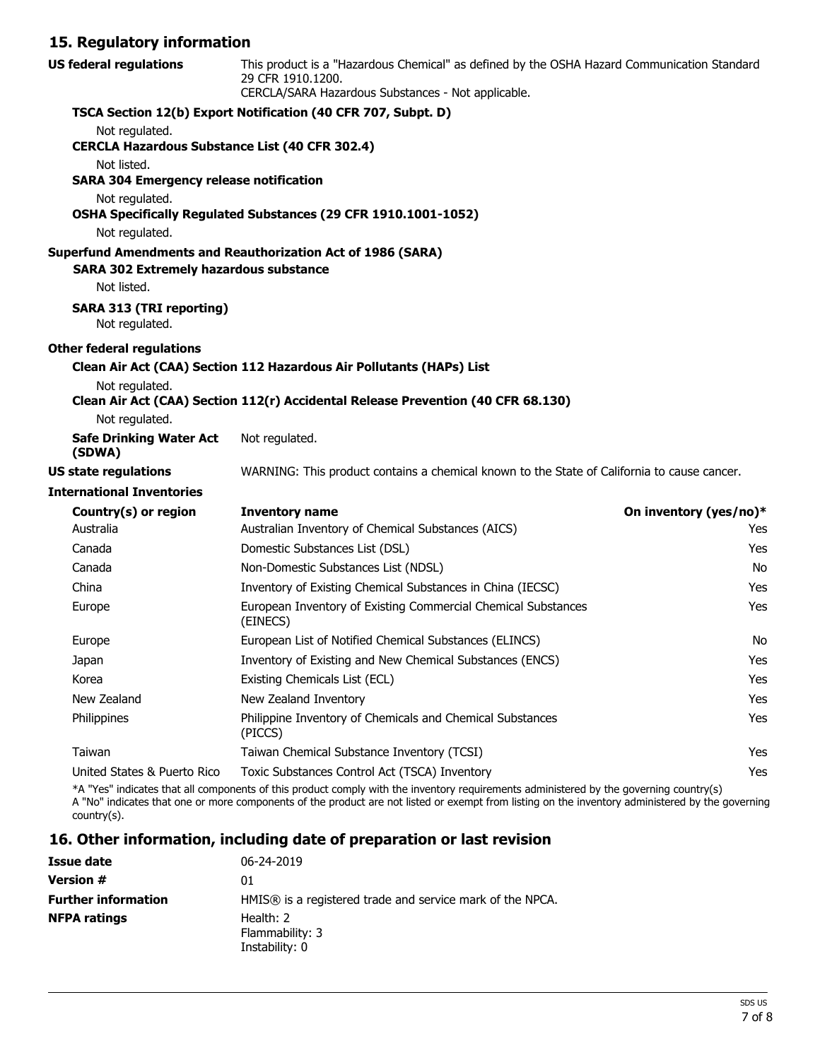## 15. Regulatory information

**US federal regulations** This product is a "Hazardous Chemical" as defined by the OSHA Hazard Communication Standard 29 CFR 1910.1200.
CERCLA/SARA Hazardous Substances - Not applicable.

**TSCA Section 12(b) Export Notification (40 CFR 707, Subpt. D)**

Not regulated.

**CERCLA Hazardous Substance List (40 CFR 302.4)**

Not listed.

**SARA 304 Emergency release notification**

Not regulated.

**OSHA Specifically Regulated Substances (29 CFR 1910.1001-1052)**

Not regulated.

**Superfund Amendments and Reauthorization Act of 1986 (SARA)**

**SARA 302 Extremely hazardous substance**

Not listed.

**SARA 313 (TRI reporting)**

Not regulated.

**Other federal regulations**

**Clean Air Act (CAA) Section 112 Hazardous Air Pollutants (HAPs) List**

Not regulated.

**Clean Air Act (CAA) Section 112(r) Accidental Release Prevention (40 CFR 68.130)**

Not regulated.

**Safe Drinking Water Act (SDWA)** Not regulated.

**US state regulations** WARNING: This product contains a chemical known to the State of California to cause cancer.

**International Inventories**

| Country(s) or region | Inventory name | On inventory (yes/no)* |
|---|---|---|
| Australia | Australian Inventory of Chemical Substances (AICS) | Yes |
| Canada | Domestic Substances List (DSL) | Yes |
| Canada | Non-Domestic Substances List (NDSL) | No |
| China | Inventory of Existing Chemical Substances in China (IECSC) | Yes |
| Europe | European Inventory of Existing Commercial Chemical Substances (EINECS) | Yes |
| Europe | European List of Notified Chemical Substances (ELINCS) | No |
| Japan | Inventory of Existing and New Chemical Substances (ENCS) | Yes |
| Korea | Existing Chemicals List (ECL) | Yes |
| New Zealand | New Zealand Inventory | Yes |
| Philippines | Philippine Inventory of Chemicals and Chemical Substances (PICCS) | Yes |
| Taiwan | Taiwan Chemical Substance Inventory (TCSI) | Yes |
| United States & Puerto Rico | Toxic Substances Control Act (TSCA) Inventory | Yes |

*A "Yes" indicates that all components of this product comply with the inventory requirements administered by the governing country(s)
A "No" indicates that one or more components of the product are not listed or exempt from listing on the inventory administered by the governing country(s).

## 16. Other information, including date of preparation or last revision

**Issue date** 06-24-2019

**Version #** 01

**Further information** HMIS® is a registered trade and service mark of the NPCA.

**NFPA ratings**
Health: 2
Flammability: 3
Instability: 0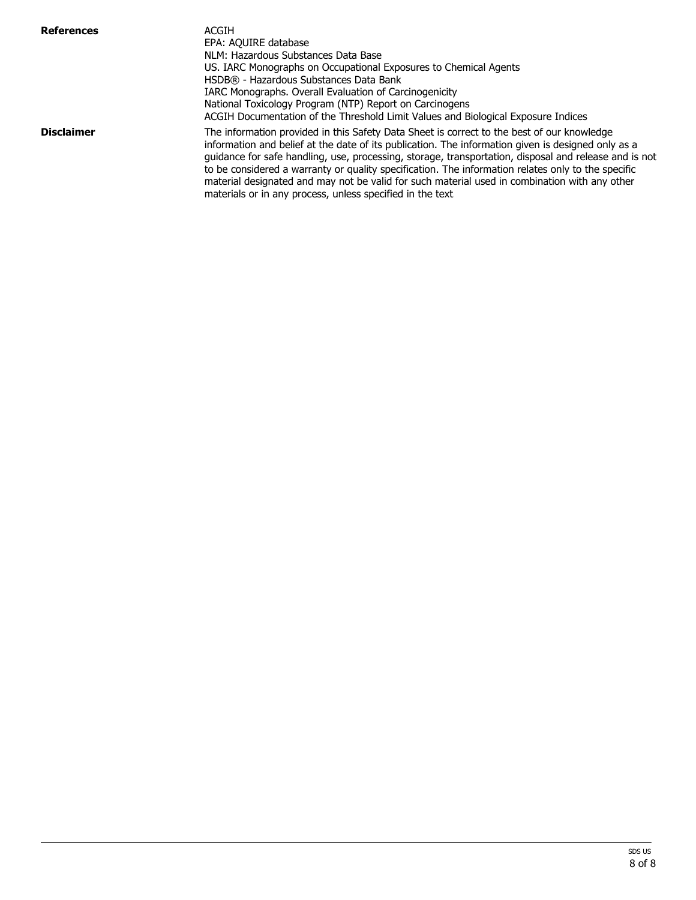**References**

ACGIH
EPA: AQUIRE database
NLM: Hazardous Substances Data Base
US. IARC Monographs on Occupational Exposures to Chemical Agents
HSDB® - Hazardous Substances Data Bank
IARC Monographs. Overall Evaluation of Carcinogenicity
National Toxicology Program (NTP) Report on Carcinogens
ACGIH Documentation of the Threshold Limit Values and Biological Exposure Indices

**Disclaimer**

The information provided in this Safety Data Sheet is correct to the best of our knowledge information and belief at the date of its publication. The information given is designed only as a guidance for safe handling, use, processing, storage, transportation, disposal and release and is not to be considered a warranty or quality specification. The information relates only to the specific material designated and may not be valid for such material used in combination with any other materials or in any process, unless specified in the text.